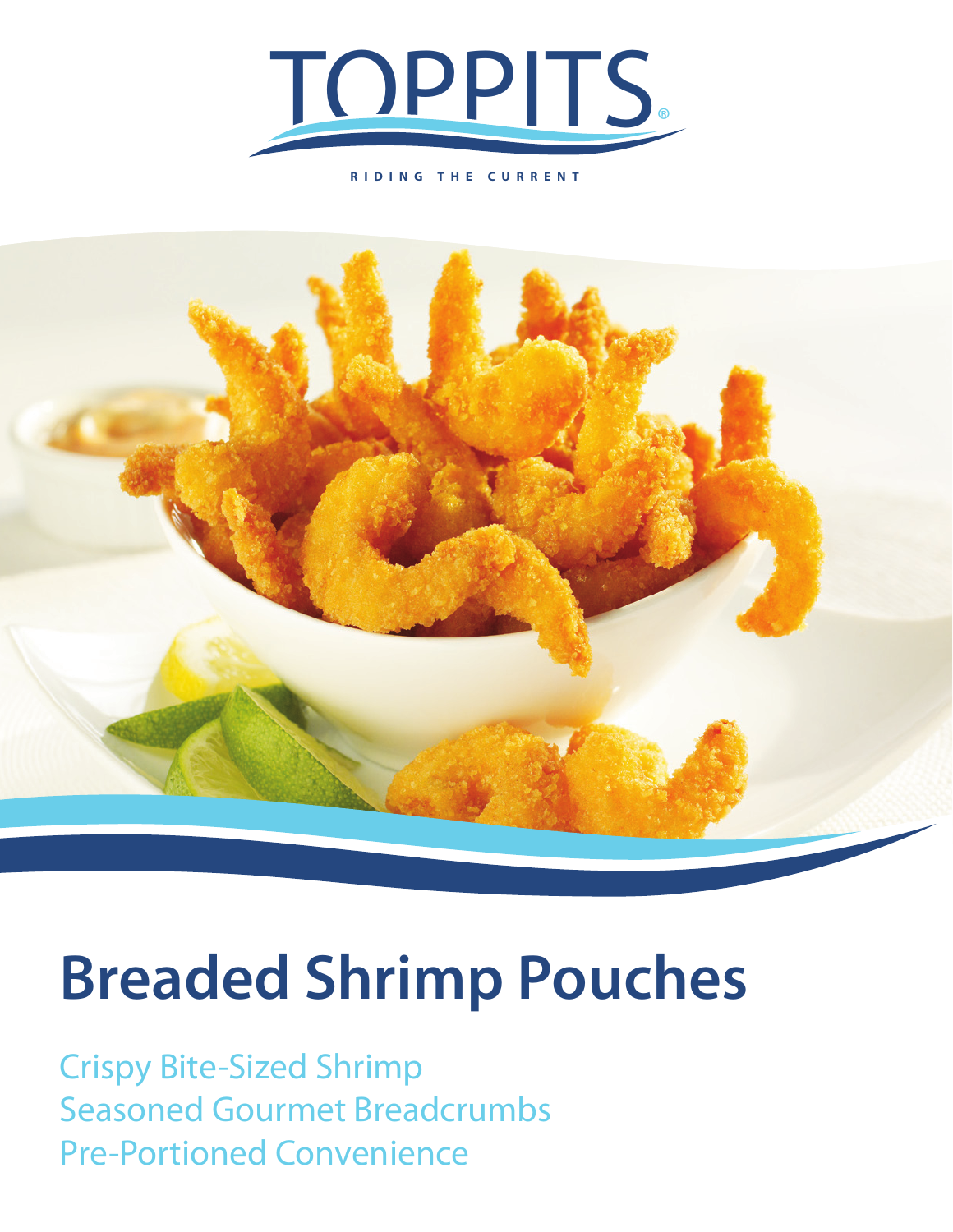TOPPITS®

RIDING THE CURRENT

# Breaded Shrimp Pouches

Crispy Bite-Sized Shrimp
Seasoned Gourmet Breadcrumbs
Pre-Portioned Convenience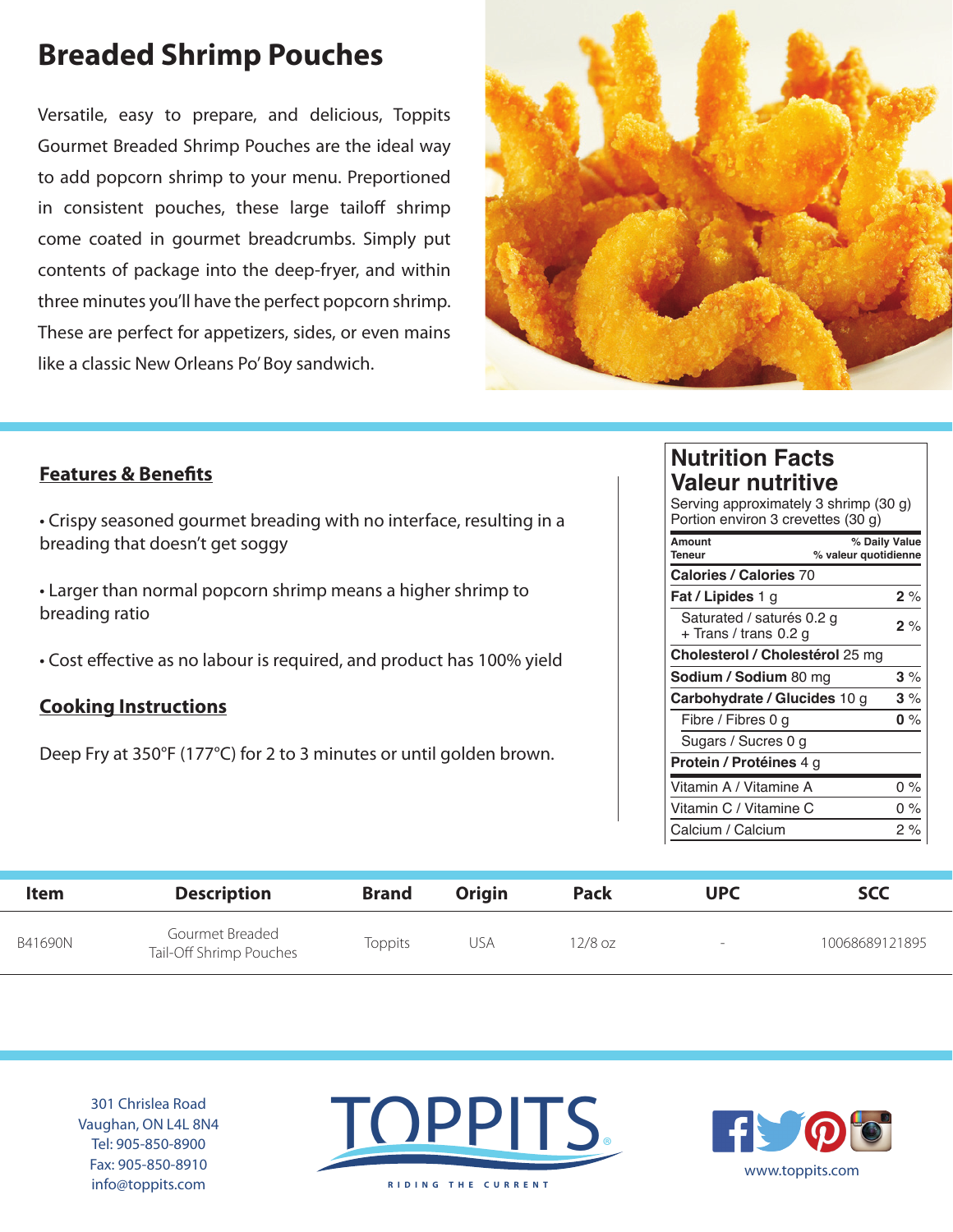# Breaded Shrimp Pouches

Versatile, easy to prepare, and delicious, Toppits Gourmet Breaded Shrimp Pouches are the ideal way to add popcorn shrimp to your menu. Preportioned in consistent pouches, these large tailoff shrimp come coated in gourmet breadcrumbs. Simply put contents of package into the deep-fryer, and within three minutes you'll have the perfect popcorn shrimp. These are perfect for appetizers, sides, or even mains like a classic New Orleans Po' Boy sandwich.

## Features & Benefits

- Crispy seasoned gourmet breading with no interface, resulting in a breading that doesn't get soggy
- Larger than normal popcorn shrimp means a higher shrimp to breading ratio
- Cost effective as no labour is required, and product has 100% yield

## Cooking Instructions

Deep Fry at 350°F (177°C) for 2 to 3 minutes or until golden brown.

## Nutrition Facts / Valeur nutritive

Serving approximately 3 shrimp (30 g)
Portion environ 3 crevettes (30 g)

| Amount / Teneur | % Daily Value / % valeur quotidienne |
|---|---|
| **Calories / Calories** 70 | |
| **Fat / Lipides** 1 g | **2** % |
| Saturated / saturés 0.2 g + Trans / trans 0.2 g | **2** % |
| **Cholesterol / Cholestérol** 25 mg | |
| **Sodium / Sodium** 80 mg | **3** % |
| **Carbohydrate / Glucides** 10 g | **3** % |
| Fibre / Fibres 0 g | **0** % |
| Sugars / Sucres 0 g | |
| **Protein / Protéines** 4 g | |
| Vitamin A / Vitamine A | 0 % |
| Vitamin C / Vitamine C | 0 % |
| Calcium / Calcium | 2 % |

| Item | Description | Brand | Origin | Pack | UPC | SCC |
|---|---|---|---|---|---|---|
| B41690N | Gourmet Breaded Tail-Off Shrimp Pouches | Toppits | USA | 12/8 oz | - | 10068689121895 |

301 Chrislea Road
Vaughan, ON L4L 8N4
Tel: 905-850-8900
Fax: 905-850-8910
info@toppits.com

TOPPITS®
RIDING THE CURRENT

www.toppits.com